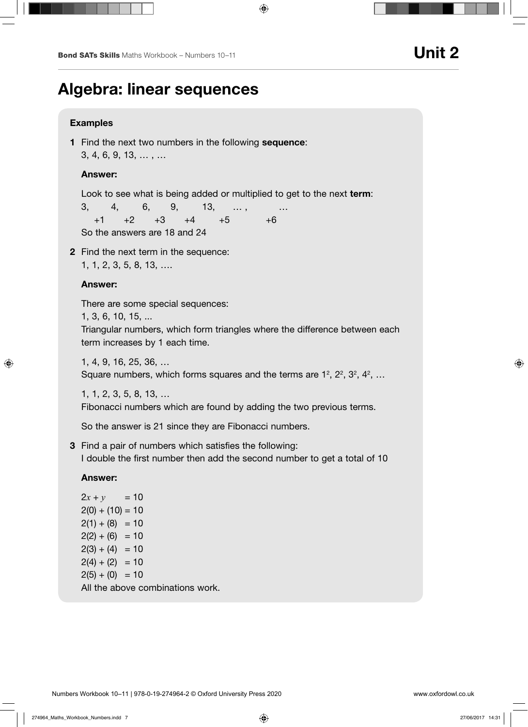# Algebra: linear sequences

**Examples**

**1** Find the next two numbers in the following **sequence**:
3, 4, 6, 9, 13, … , …

**Answer:**

Look to see what is being added or multiplied to get to the next **term**:

3, 4, 6, 9, 13, … , …
+1 +2 +3 +4 +5 +6

So the answers are 18 and 24

**2** Find the next term in the sequence:
1, 1, 2, 3, 5, 8, 13, ….

**Answer:**

There are some special sequences:

1, 3, 6, 10, 15, ...
Triangular numbers, which form triangles where the difference between each term increases by 1 each time.

1, 4, 9, 16, 25, 36, …
Square numbers, which forms squares and the terms are $1^2$, $2^2$, $3^2$, $4^2$, …

1, 1, 2, 3, 5, 8, 13, …
Fibonacci numbers which are found by adding the two previous terms.

So the answer is 21 since they are Fibonacci numbers.

**3** Find a pair of numbers which satisfies the following:
I double the first number then add the second number to get a total of 10

**Answer:**

$2x + y = 10$
$2(0) + (10) = 10$
$2(1) + (8) = 10$
$2(2) + (6) = 10$
$2(3) + (4) = 10$
$2(4) + (2) = 10$
$2(5) + (0) = 10$

All the above combinations work.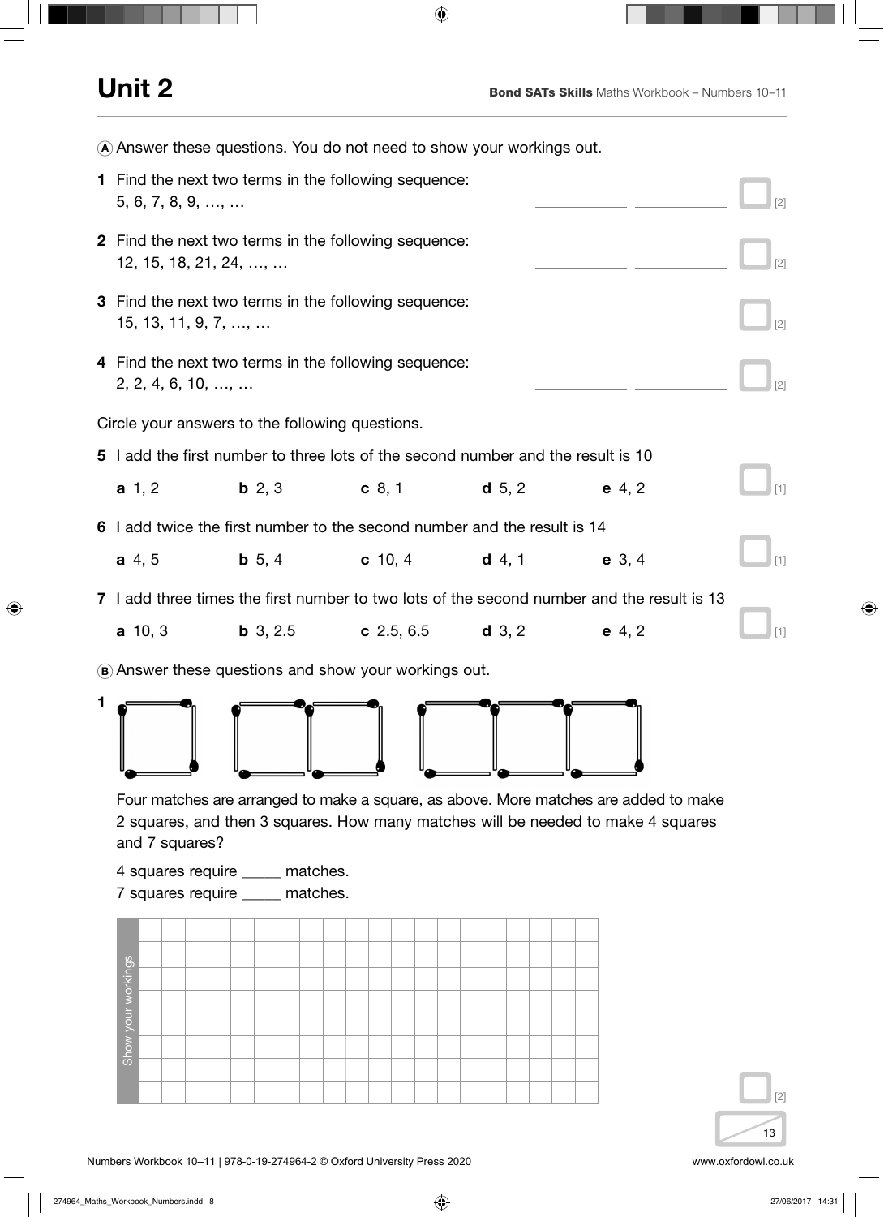# Unit 2

Ⓐ Answer these questions. You do not need to show your workings out.

**1** Find the next two terms in the following sequence:
5, 6, 7, 8, 9, …, … \_\_\_\_\_\_\_\_ \_\_\_\_\_\_\_\_ [2]

**2** Find the next two terms in the following sequence:
12, 15, 18, 21, 24, …, … \_\_\_\_\_\_\_\_ \_\_\_\_\_\_\_\_ [2]

**3** Find the next two terms in the following sequence:
15, 13, 11, 9, 7, …, … \_\_\_\_\_\_\_\_ \_\_\_\_\_\_\_\_ [2]

**4** Find the next two terms in the following sequence:
2, 2, 4, 6, 10, …, … \_\_\_\_\_\_\_\_ \_\_\_\_\_\_\_\_ [2]

Circle your answers to the following questions.

**5** I add the first number to three lots of the second number and the result is 10

**a** 1, 2 **b** 2, 3 **c** 8, 1 **d** 5, 2 **e** 4, 2 [1]

**6** I add twice the first number to the second number and the result is 14

**a** 4, 5 **b** 5, 4 **c** 10, 4 **d** 4, 1 **e** 3, 4 [1]

**7** I add three times the first number to two lots of the second number and the result is 13

**a** 10, 3 **b** 3, 2.5 **c** 2.5, 6.5 **d** 3, 2 **e** 4, 2 [1]

Ⓑ Answer these questions and show your workings out.

**1**

Four matches are arranged to make a square, as above. More matches are added to make 2 squares, and then 3 squares. How many matches will be needed to make 4 squares and 7 squares?

4 squares require \_\_\_\_\_ matches.
7 squares require \_\_\_\_\_ matches.

Show your workings

[2]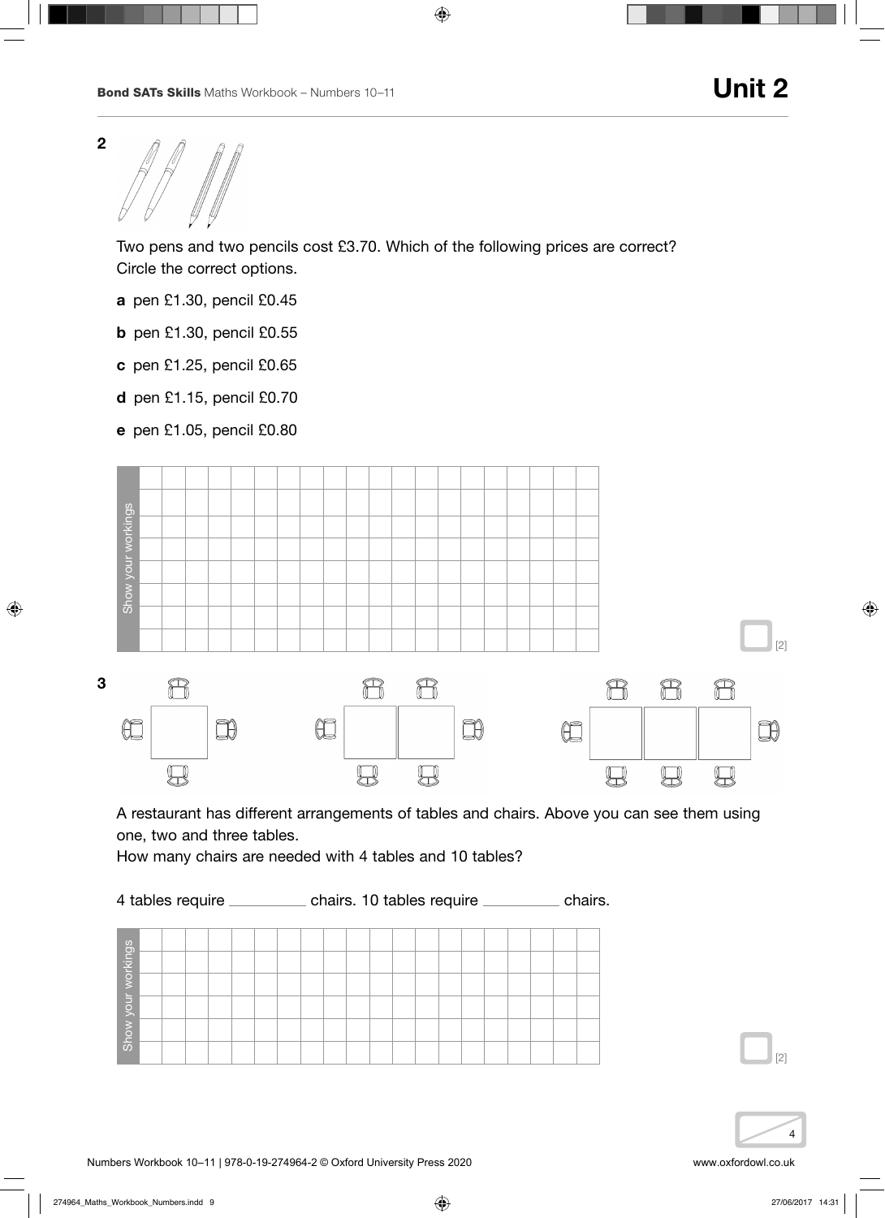## Unit 2

**2**

Two pens and two pencils cost £3.70. Which of the following prices are correct?
Circle the correct options.

**a** pen £1.30, pencil £0.45

**b** pen £1.30, pencil £0.55

**c** pen £1.25, pencil £0.65

**d** pen £1.15, pencil £0.70

**e** pen £1.05, pencil £0.80

Show your workings

[2]

**3**

A restaurant has different arrangements of tables and chairs. Above you can see them using one, two and three tables.
How many chairs are needed with 4 tables and 10 tables?

4 tables require __________ chairs. 10 tables require __________ chairs.

Show your workings

[2]

4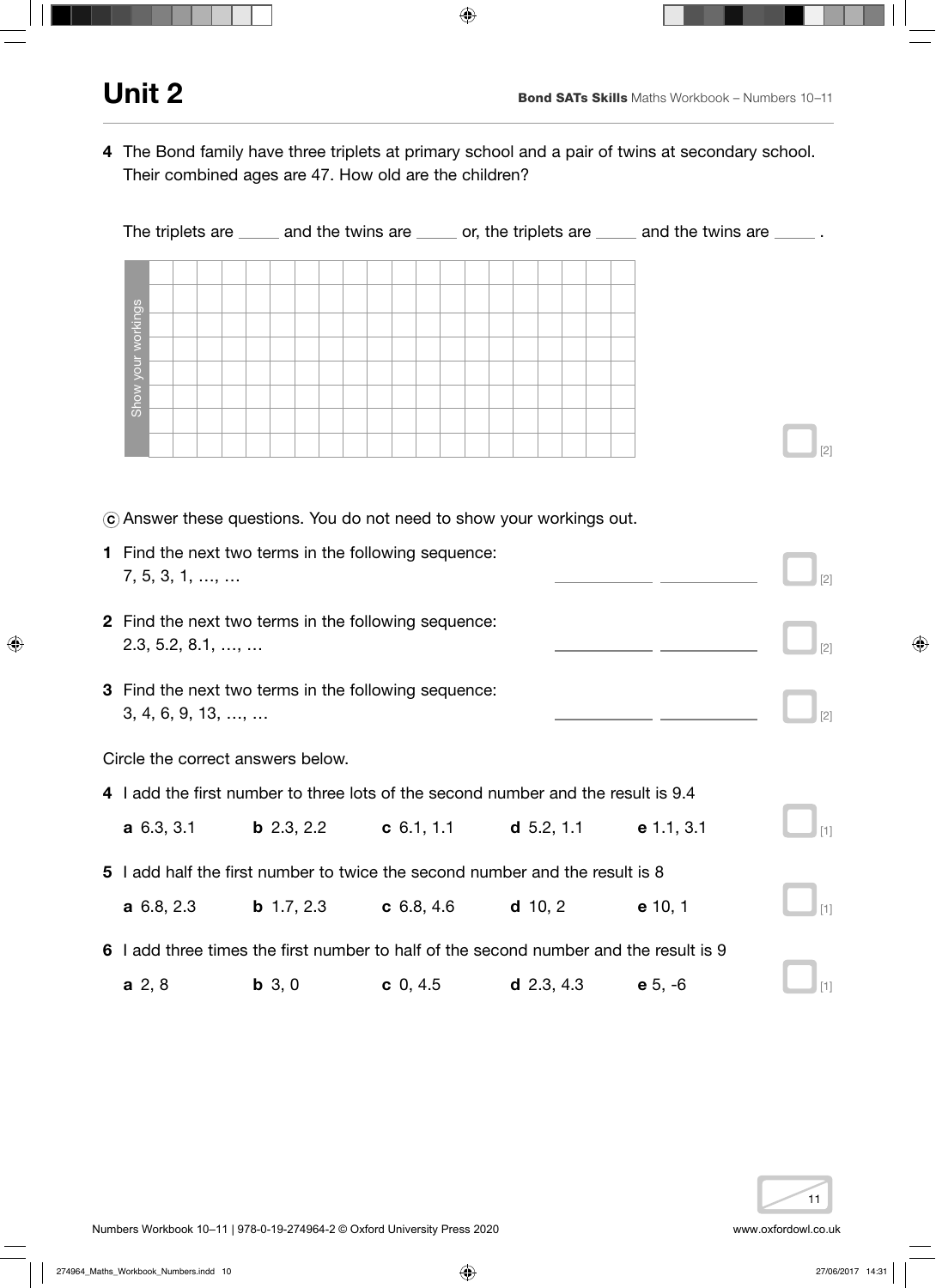# Unit 2

**4** The Bond family have three triplets at primary school and a pair of twins at secondary school. Their combined ages are 47. How old are the children?

The triplets are _____ and the twins are _____ or, the triplets are _____ and the twins are _____ .

Show your workings

[2]

ⓒ Answer these questions. You do not need to show your workings out.

**1** Find the next two terms in the following sequence:
7, 5, 3, 1, …, … ____________ ____________ [2]

**2** Find the next two terms in the following sequence:
2.3, 5.2, 8.1, …, … ____________ ____________ [2]

**3** Find the next two terms in the following sequence:
3, 4, 6, 9, 13, …, … ____________ ____________ [2]

Circle the correct answers below.

**4** I add the first number to three lots of the second number and the result is 9.4

**a** 6.3, 3.1 **b** 2.3, 2.2 **c** 6.1, 1.1 **d** 5.2, 1.1 **e** 1.1, 3.1 [1]

**5** I add half the first number to twice the second number and the result is 8

**a** 6.8, 2.3 **b** 1.7, 2.3 **c** 6.8, 4.6 **d** 10, 2 **e** 10, 1 [1]

**6** I add three times the first number to half of the second number and the result is 9

**a** 2, 8 **b** 3, 0 **c** 0, 4.5 **d** 2.3, 4.3 **e** 5, -6 [1]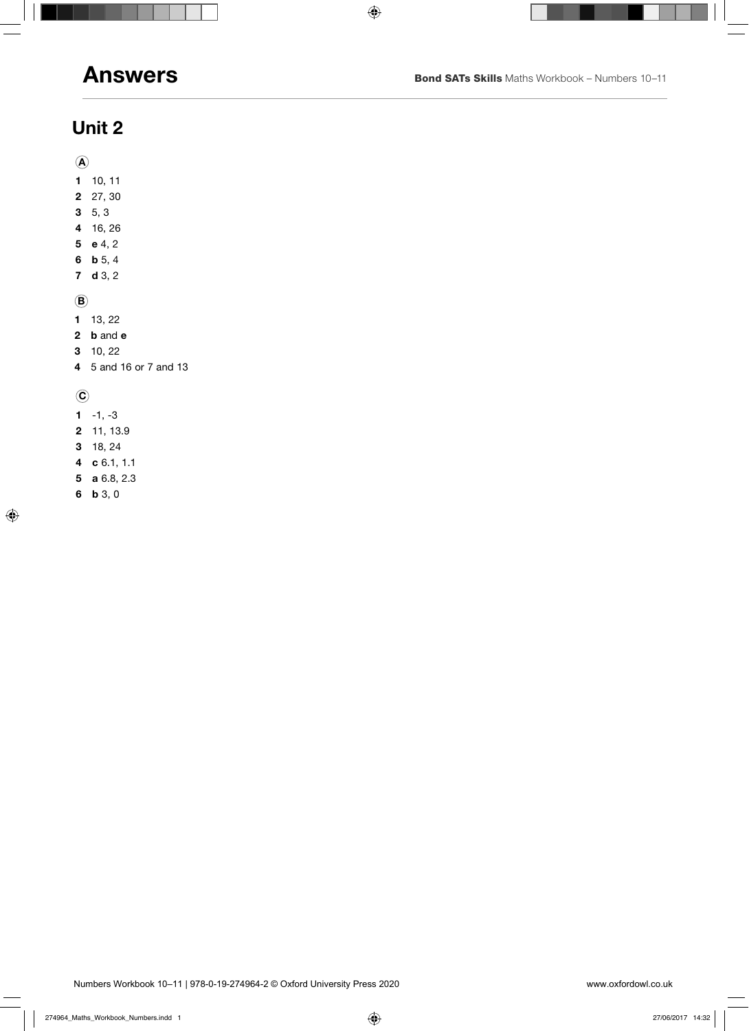# Answers

**Bond SATs Skills** Maths Workbook – Numbers 10–11

## Unit 2

**A**

1 10, 11
2 27, 30
3 5, 3
4 16, 26
5 **e** 4, 2
6 **b** 5, 4
7 **d** 3, 2

**B**

1 13, 22
2 **b** and **e**
3 10, 22
4 5 and 16 or 7 and 13

**C**

1 -1, -3
2 11, 13.9
3 18, 24
4 **c** 6.1, 1.1
5 **a** 6.8, 2.3
6 **b** 3, 0